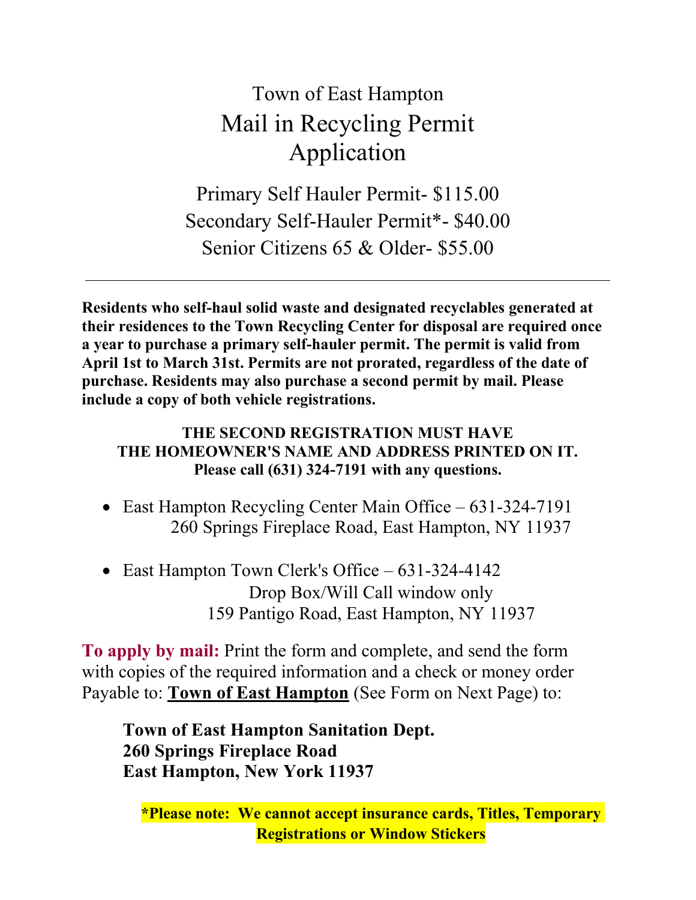# Town of East Hampton

## Mail in Recycling Permit Application

Primary Self Hauler Permit- $115.00
Secondary Self-Hauler Permit*- $40.00
Senior Citizens 65 & Older- $55.00

---

**Residents who self-haul solid waste and designated recyclables generated at their residences to the Town Recycling Center for disposal are required once a year to purchase a primary self-hauler permit. The permit is valid from April 1st to March 31st. Permits are not prorated, regardless of the date of purchase. Residents may also purchase a second permit by mail. Please include a copy of both vehicle registrations.**

**THE SECOND REGISTRATION MUST HAVE THE HOMEOWNER'S NAME AND ADDRESS PRINTED ON IT.**
**Please call (631) 324-7191 with any questions.**

- East Hampton Recycling Center Main Office – 631-324-7191
  260 Springs Fireplace Road, East Hampton, NY 11937

- East Hampton Town Clerk's Office – 631-324-4142
  Drop Box/Will Call window only
  159 Pantigo Road, East Hampton, NY 11937

**To apply by mail:** Print the form and complete, and send the form with copies of the required information and a check or money order Payable to: **Town of East Hampton** (See Form on Next Page) to:

**Town of East Hampton Sanitation Dept.**
**260 Springs Fireplace Road**
**East Hampton, New York 11937**

**\*Please note: We cannot accept insurance cards, Titles, Temporary Registrations or Window Stickers**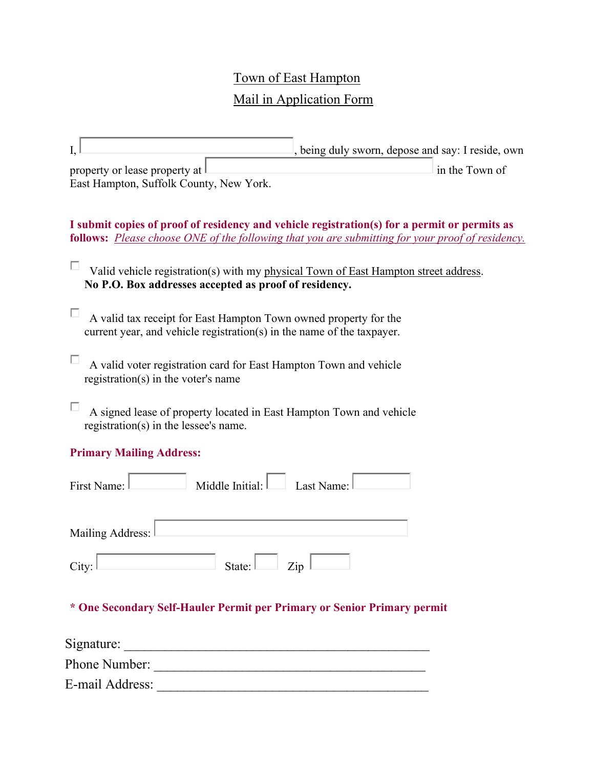# Town of East Hampton
## Mail in Application Form

I, ______________________, being duly sworn, depose and say: I reside, own property or lease property at ______________________ in the Town of East Hampton, Suffolk County, New York.

**I submit copies of proof of residency and vehicle registration(s) for a permit or permits as follows:** *Please choose ONE of the following that you are submitting for your proof of residency.*

- ☐ Valid vehicle registration(s) with my physical Town of East Hampton street address. **No P.O. Box addresses accepted as proof of residency.**

- ☐ A valid tax receipt for East Hampton Town owned property for the current year, and vehicle registration(s) in the name of the taxpayer.

- ☐ A valid voter registration card for East Hampton Town and vehicle registration(s) in the voter's name

- ☐ A signed lease of property located in East Hampton Town and vehicle registration(s) in the lessee's name.

**Primary Mailing Address:**

First Name: __________ Middle Initial: ____ Last Name: __________

Mailing Address: ______________________

City: __________ State: ____ Zip ______

**\* One Secondary Self-Hauler Permit per Primary or Senior Primary permit**

Signature: ____________________________________________

Phone Number: ________________________________________

E-mail Address: _______________________________________